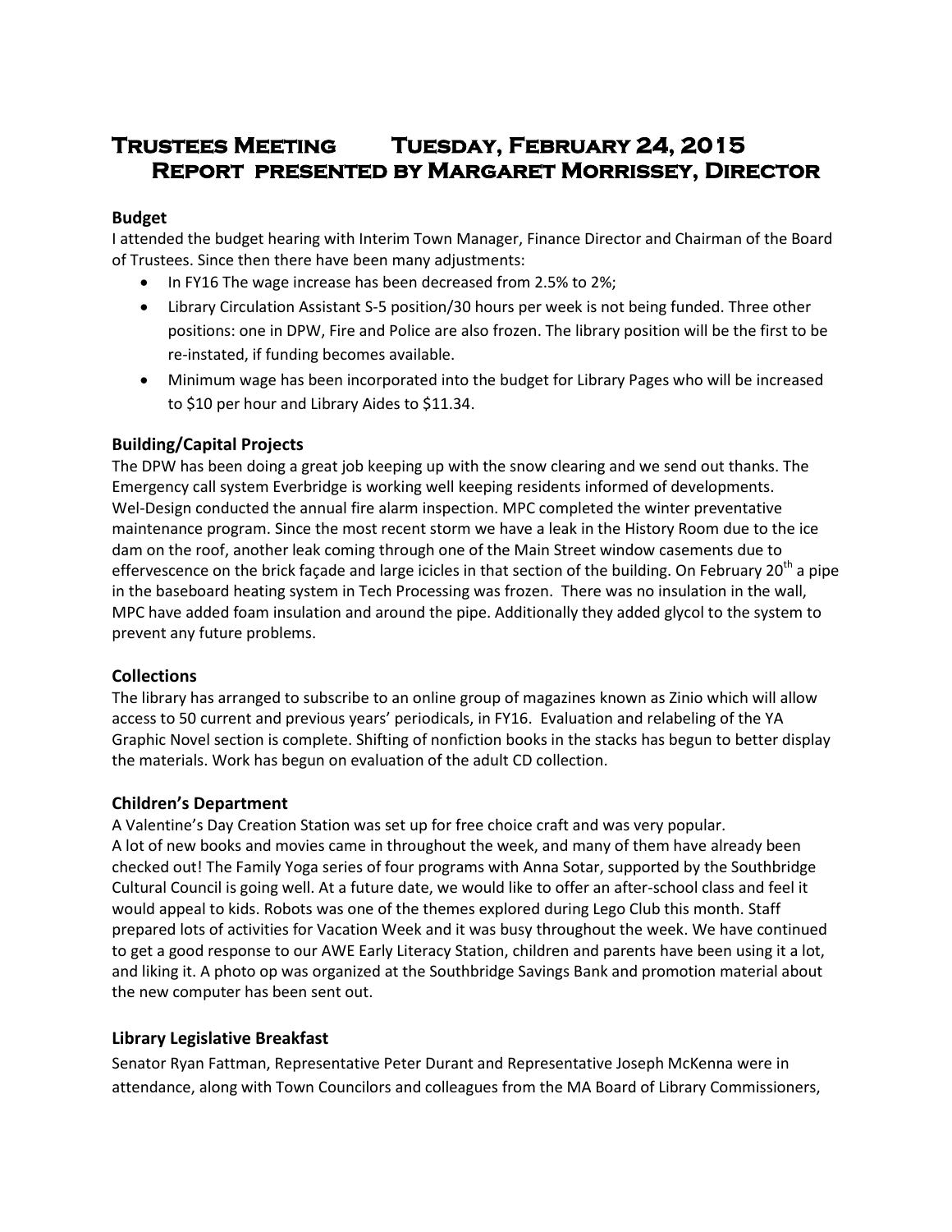# Trustees Meeting Tuesday, February 24, 2015
## Report presented by Margaret Morrissey, Director

### Budget

I attended the budget hearing with Interim Town Manager, Finance Director and Chairman of the Board of Trustees. Since then there have been many adjustments:

- In FY16 The wage increase has been decreased from 2.5% to 2%;
- Library Circulation Assistant S-5 position/30 hours per week is not being funded. Three other positions: one in DPW, Fire and Police are also frozen. The library position will be the first to be re-instated, if funding becomes available.
- Minimum wage has been incorporated into the budget for Library Pages who will be increased to $10 per hour and Library Aides to $11.34.

### Building/Capital Projects

The DPW has been doing a great job keeping up with the snow clearing and we send out thanks. The Emergency call system Everbridge is working well keeping residents informed of developments. Wel-Design conducted the annual fire alarm inspection. MPC completed the winter preventative maintenance program. Since the most recent storm we have a leak in the History Room due to the ice dam on the roof, another leak coming through one of the Main Street window casements due to effervescence on the brick façade and large icicles in that section of the building. On February 20th a pipe in the baseboard heating system in Tech Processing was frozen. There was no insulation in the wall, MPC have added foam insulation and around the pipe. Additionally they added glycol to the system to prevent any future problems.

### Collections

The library has arranged to subscribe to an online group of magazines known as Zinio which will allow access to 50 current and previous years' periodicals, in FY16. Evaluation and relabeling of the YA Graphic Novel section is complete. Shifting of nonfiction books in the stacks has begun to better display the materials. Work has begun on evaluation of the adult CD collection.

### Children's Department

A Valentine's Day Creation Station was set up for free choice craft and was very popular.
A lot of new books and movies came in throughout the week, and many of them have already been checked out! The Family Yoga series of four programs with Anna Sotar, supported by the Southbridge Cultural Council is going well. At a future date, we would like to offer an after-school class and feel it would appeal to kids. Robots was one of the themes explored during Lego Club this month. Staff prepared lots of activities for Vacation Week and it was busy throughout the week. We have continued to get a good response to our AWE Early Literacy Station, children and parents have been using it a lot, and liking it. A photo op was organized at the Southbridge Savings Bank and promotion material about the new computer has been sent out.

### Library Legislative Breakfast

Senator Ryan Fattman, Representative Peter Durant and Representative Joseph McKenna were in attendance, along with Town Councilors and colleagues from the MA Board of Library Commissioners,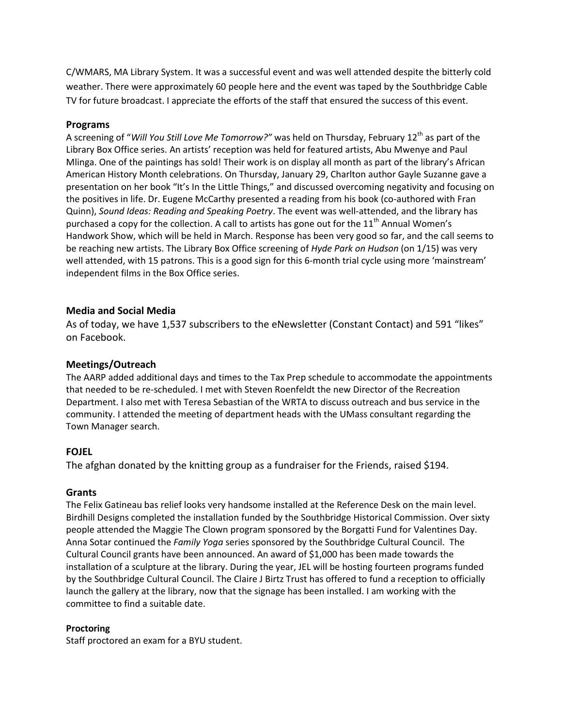C/WMARS, MA Library System. It was a successful event and was well attended despite the bitterly cold weather. There were approximately 60 people here and the event was taped by the Southbridge Cable TV for future broadcast. I appreciate the efforts of the staff that ensured the success of this event.

### Programs

A screening of "*Will You Still Love Me Tomorrow?"* was held on Thursday, February 12th as part of the Library Box Office series. An artists' reception was held for featured artists, Abu Mwenye and Paul Mlinga. One of the paintings has sold! Their work is on display all month as part of the library's African American History Month celebrations. On Thursday, January 29, Charlton author Gayle Suzanne gave a presentation on her book "It's In the Little Things," and discussed overcoming negativity and focusing on the positives in life. Dr. Eugene McCarthy presented a reading from his book (co-authored with Fran Quinn), *Sound Ideas: Reading and Speaking Poetry*. The event was well-attended, and the library has purchased a copy for the collection. A call to artists has gone out for the 11th Annual Women's Handwork Show, which will be held in March. Response has been very good so far, and the call seems to be reaching new artists. The Library Box Office screening of *Hyde Park on Hudson* (on 1/15) was very well attended, with 15 patrons. This is a good sign for this 6-month trial cycle using more 'mainstream' independent films in the Box Office series.

### Media and Social Media

As of today, we have 1,537 subscribers to the eNewsletter (Constant Contact) and 591 "likes" on Facebook.

### Meetings/Outreach

The AARP added additional days and times to the Tax Prep schedule to accommodate the appointments that needed to be re-scheduled. I met with Steven Roenfeldt the new Director of the Recreation Department. I also met with Teresa Sebastian of the WRTA to discuss outreach and bus service in the community. I attended the meeting of department heads with the UMass consultant regarding the Town Manager search.

### FOJEL

The afghan donated by the knitting group as a fundraiser for the Friends, raised $194.

### Grants

The Felix Gatineau bas relief looks very handsome installed at the Reference Desk on the main level. Birdhill Designs completed the installation funded by the Southbridge Historical Commission. Over sixty people attended the Maggie The Clown program sponsored by the Borgatti Fund for Valentines Day. Anna Sotar continued the *Family Yoga* series sponsored by the Southbridge Cultural Council. The Cultural Council grants have been announced. An award of $1,000 has been made towards the installation of a sculpture at the library. During the year, JEL will be hosting fourteen programs funded by the Southbridge Cultural Council. The Claire J Birtz Trust has offered to fund a reception to officially launch the gallery at the library, now that the signage has been installed. I am working with the committee to find a suitable date.

#### Proctoring

Staff proctored an exam for a BYU student.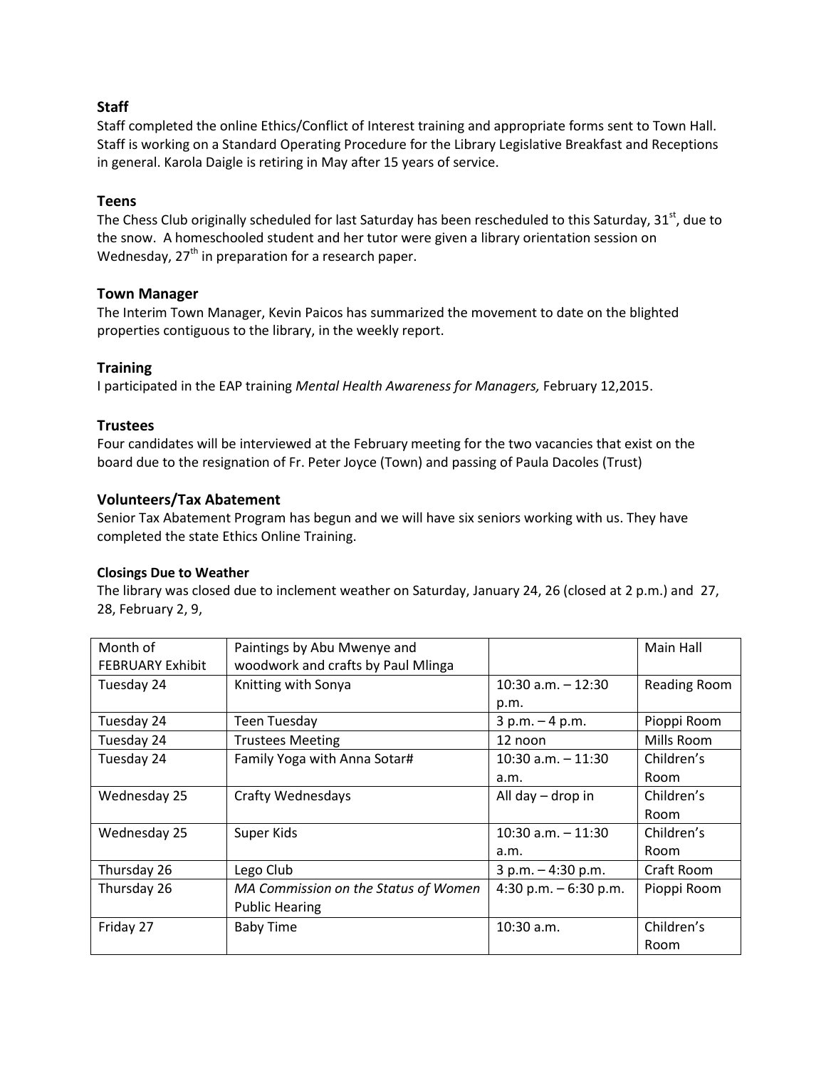### Staff

Staff completed the online Ethics/Conflict of Interest training and appropriate forms sent to Town Hall. Staff is working on a Standard Operating Procedure for the Library Legislative Breakfast and Receptions in general. Karola Daigle is retiring in May after 15 years of service.

### Teens

The Chess Club originally scheduled for last Saturday has been rescheduled to this Saturday, 31st, due to the snow. A homeschooled student and her tutor were given a library orientation session on Wednesday, 27th in preparation for a research paper.

### Town Manager

The Interim Town Manager, Kevin Paicos has summarized the movement to date on the blighted properties contiguous to the library, in the weekly report.

### Training

I participated in the EAP training *Mental Health Awareness for Managers,* February 12,2015.

### Trustees

Four candidates will be interviewed at the February meeting for the two vacancies that exist on the board due to the resignation of Fr. Peter Joyce (Town) and passing of Paula Dacoles (Trust)

### Volunteers/Tax Abatement

Senior Tax Abatement Program has begun and we will have six seniors working with us. They have completed the state Ethics Online Training.

#### Closings Due to Weather

The library was closed due to inclement weather on Saturday, January 24, 26 (closed at 2 p.m.) and 27, 28, February 2, 9,

| Month of FEBRUARY Exhibit | Paintings by Abu Mwenye and woodwork and crafts by Paul Mlinga | | Main Hall |
|---|---|---|---|
| Tuesday 24 | Knitting with Sonya | 10:30 a.m. – 12:30 p.m. | Reading Room |
| Tuesday 24 | Teen Tuesday | 3 p.m. – 4 p.m. | Pioppi Room |
| Tuesday 24 | Trustees Meeting | 12 noon | Mills Room |
| Tuesday 24 | Family Yoga with Anna Sotar# | 10:30 a.m. – 11:30 a.m. | Children's Room |
| Wednesday 25 | Crafty Wednesdays | All day – drop in | Children's Room |
| Wednesday 25 | Super Kids | 10:30 a.m. – 11:30 a.m. | Children's Room |
| Thursday 26 | Lego Club | 3 p.m. – 4:30 p.m. | Craft Room |
| Thursday 26 | *MA Commission on the Status of Women* Public Hearing | 4:30 p.m. – 6:30 p.m. | Pioppi Room |
| Friday 27 | Baby Time | 10:30 a.m. | Children's Room |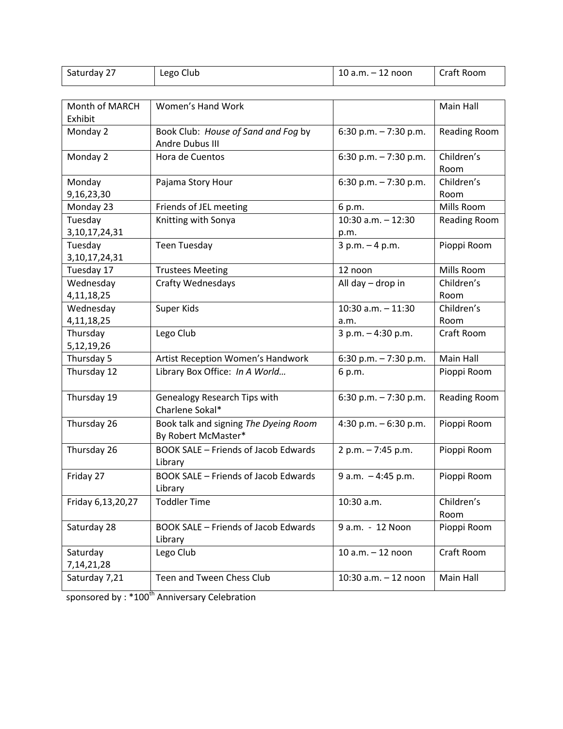| | | | |
|---|---|---|---|
| Saturday 27 | Lego Club | 10 a.m. – 12 noon | Craft Room |

| | | | |
|---|---|---|---|
| Month of MARCH Exhibit | Women's Hand Work | | Main Hall |
| Monday 2 | Book Club: *House of Sand and Fog* by Andre Dubus III | 6:30 p.m. – 7:30 p.m. | Reading Room |
| Monday 2 | Hora de Cuentos | 6:30 p.m. – 7:30 p.m. | Children's Room |
| Monday 9,16,23,30 | Pajama Story Hour | 6:30 p.m. – 7:30 p.m. | Children's Room |
| Monday 23 | Friends of JEL meeting | 6 p.m. | Mills Room |
| Tuesday 3,10,17,24,31 | Knitting with Sonya | 10:30 a.m. – 12:30 p.m. | Reading Room |
| Tuesday 3,10,17,24,31 | Teen Tuesday | 3 p.m. – 4 p.m. | Pioppi Room |
| Tuesday 17 | Trustees Meeting | 12 noon | Mills Room |
| Wednesday 4,11,18,25 | Crafty Wednesdays | All day – drop in | Children's Room |
| Wednesday 4,11,18,25 | Super Kids | 10:30 a.m. – 11:30 a.m. | Children's Room |
| Thursday 5,12,19,26 | Lego Club | 3 p.m. – 4:30 p.m. | Craft Room |
| Thursday 5 | Artist Reception Women's Handwork | 6:30 p.m. – 7:30 p.m. | Main Hall |
| Thursday 12 | Library Box Office: *In A World…* | 6 p.m. | Pioppi Room |
| Thursday 19 | Genealogy Research Tips with Charlene Sokal* | 6:30 p.m. – 7:30 p.m. | Reading Room |
| Thursday 26 | Book talk and signing *The Dyeing Room* By Robert McMaster* | 4:30 p.m. – 6:30 p.m. | Pioppi Room |
| Thursday 26 | BOOK SALE – Friends of Jacob Edwards Library | 2 p.m. – 7:45 p.m. | Pioppi Room |
| Friday 27 | BOOK SALE – Friends of Jacob Edwards Library | 9 a.m. – 4:45 p.m. | Pioppi Room |
| Friday 6,13,20,27 | Toddler Time | 10:30 a.m. | Children's Room |
| Saturday 28 | BOOK SALE – Friends of Jacob Edwards Library | 9 a.m. - 12 Noon | Pioppi Room |
| Saturday 7,14,21,28 | Lego Club | 10 a.m. – 12 noon | Craft Room |
| Saturday 7,21 | Teen and Tween Chess Club | 10:30 a.m. – 12 noon | Main Hall |

sponsored by : *100th Anniversary Celebration